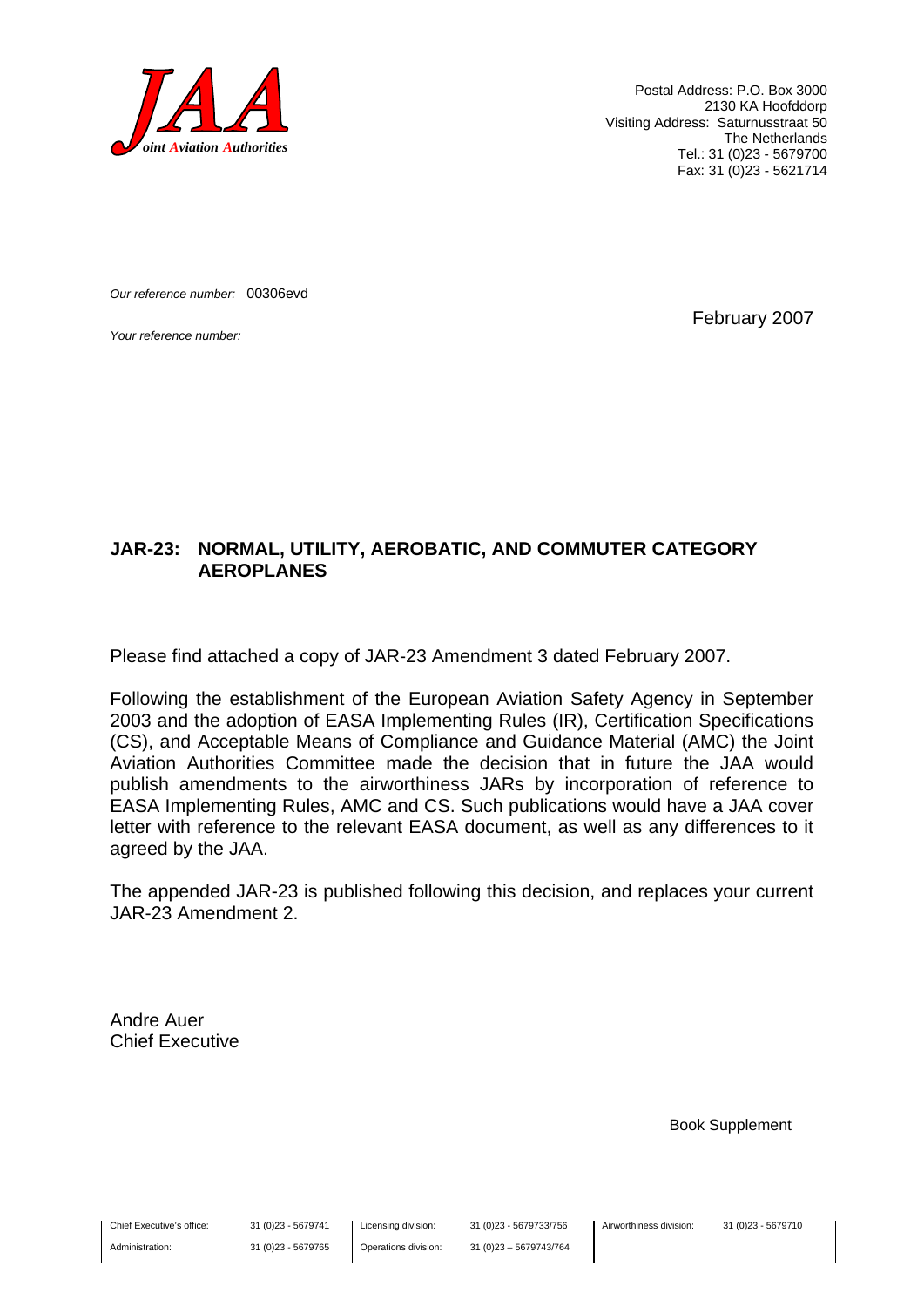**Joint Aviation Authorities**

Postal Address: P.O. Box 3000
2130 KA Hoofddorp
Visiting Address: Saturnusstraat 50
The Netherlands
Tel.: 31 (0)23 - 5679700
Fax: 31 (0)23 - 5621714

*Our reference number:* 00306evd

*Your reference number:*

February 2007

**JAR-23: NORMAL, UTILITY, AEROBATIC, AND COMMUTER CATEGORY AEROPLANES**

Please find attached a copy of JAR-23 Amendment 3 dated February 2007.

Following the establishment of the European Aviation Safety Agency in September 2003 and the adoption of EASA Implementing Rules (IR), Certification Specifications (CS), and Acceptable Means of Compliance and Guidance Material (AMC) the Joint Aviation Authorities Committee made the decision that in future the JAA would publish amendments to the airworthiness JARs by incorporation of reference to EASA Implementing Rules, AMC and CS. Such publications would have a JAA cover letter with reference to the relevant EASA document, as well as any differences to it agreed by the JAA.

The appended JAR-23 is published following this decision, and replaces your current JAR-23 Amendment 2.

Andre Auer
Chief Executive

Book Supplement

| Chief Executive's office: | 31 (0)23 - 5679741 | Licensing division: | 31 (0)23 - 5679733/756 | Airworthiness division: | 31 (0)23 - 5679710 |
| --- | --- | --- | --- | --- | --- |
| Administration: | 31 (0)23 - 5679765 | Operations division: | 31 (0)23 – 5679743/764 | | |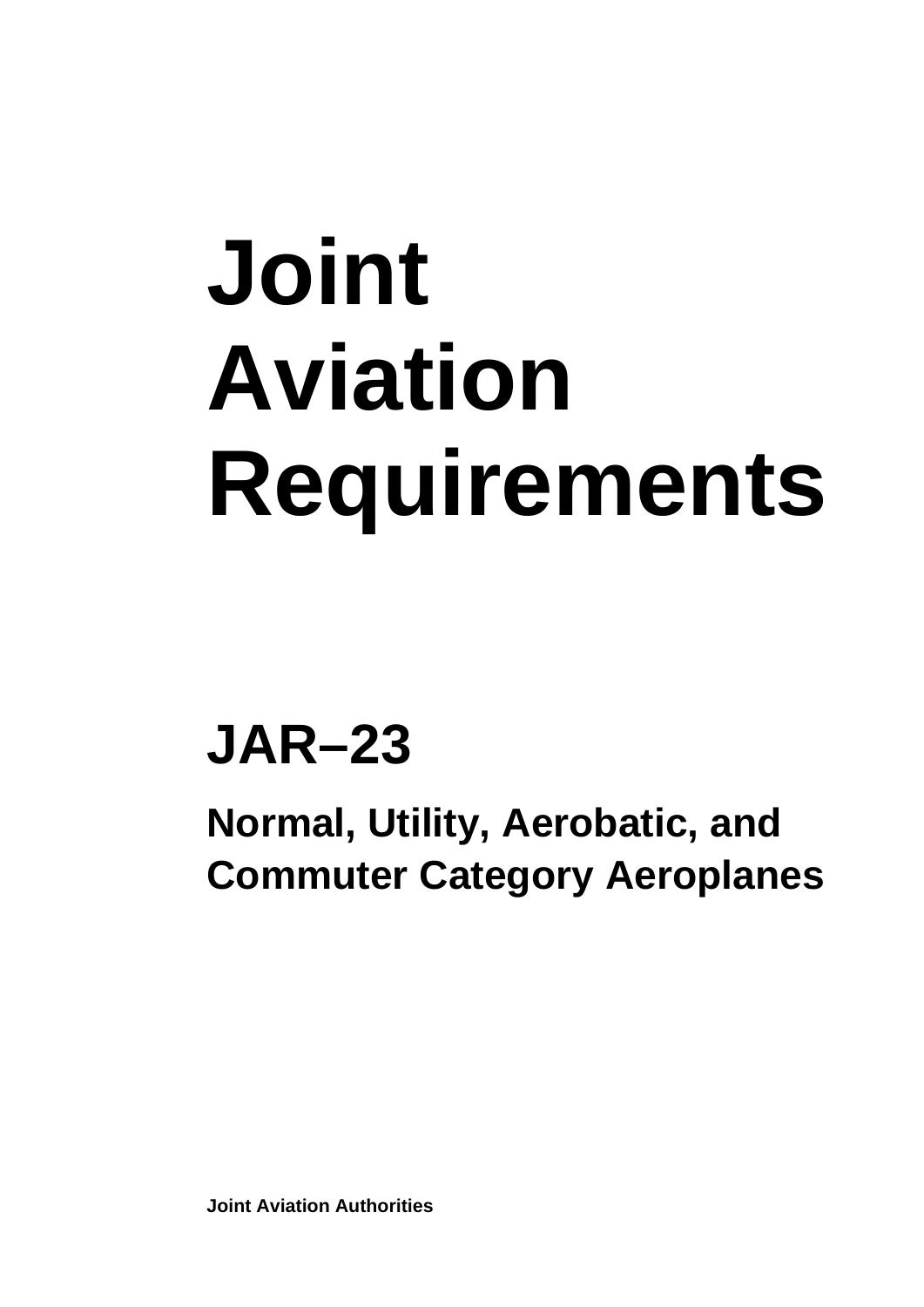# Joint Aviation Requirements

## JAR–23

### Normal, Utility, Aerobatic, and Commuter Category Aeroplanes

**Joint Aviation Authorities**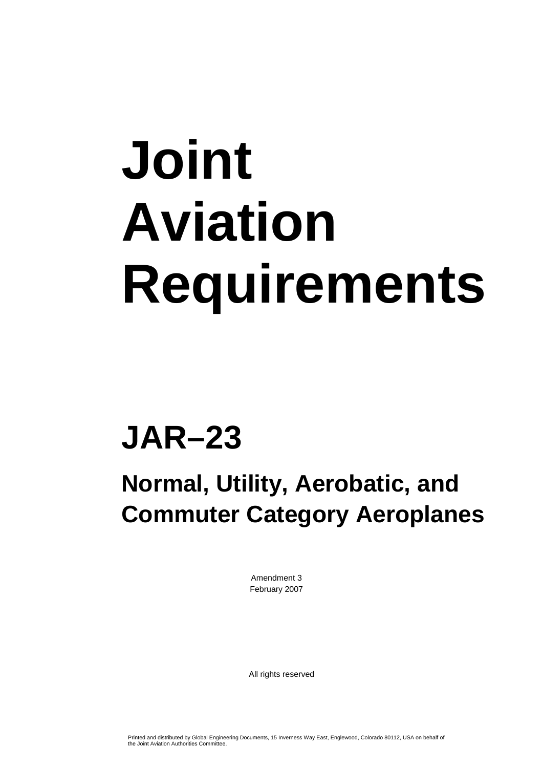# Joint Aviation Requirements

## JAR–23

### Normal, Utility, Aerobatic, and Commuter Category Aeroplanes

Amendment 3
February 2007

All rights reserved

Printed and distributed by Global Engineering Documents, 15 Inverness Way East, Englewood, Colorado 80112, USA on behalf of the Joint Aviation Authorities Committee.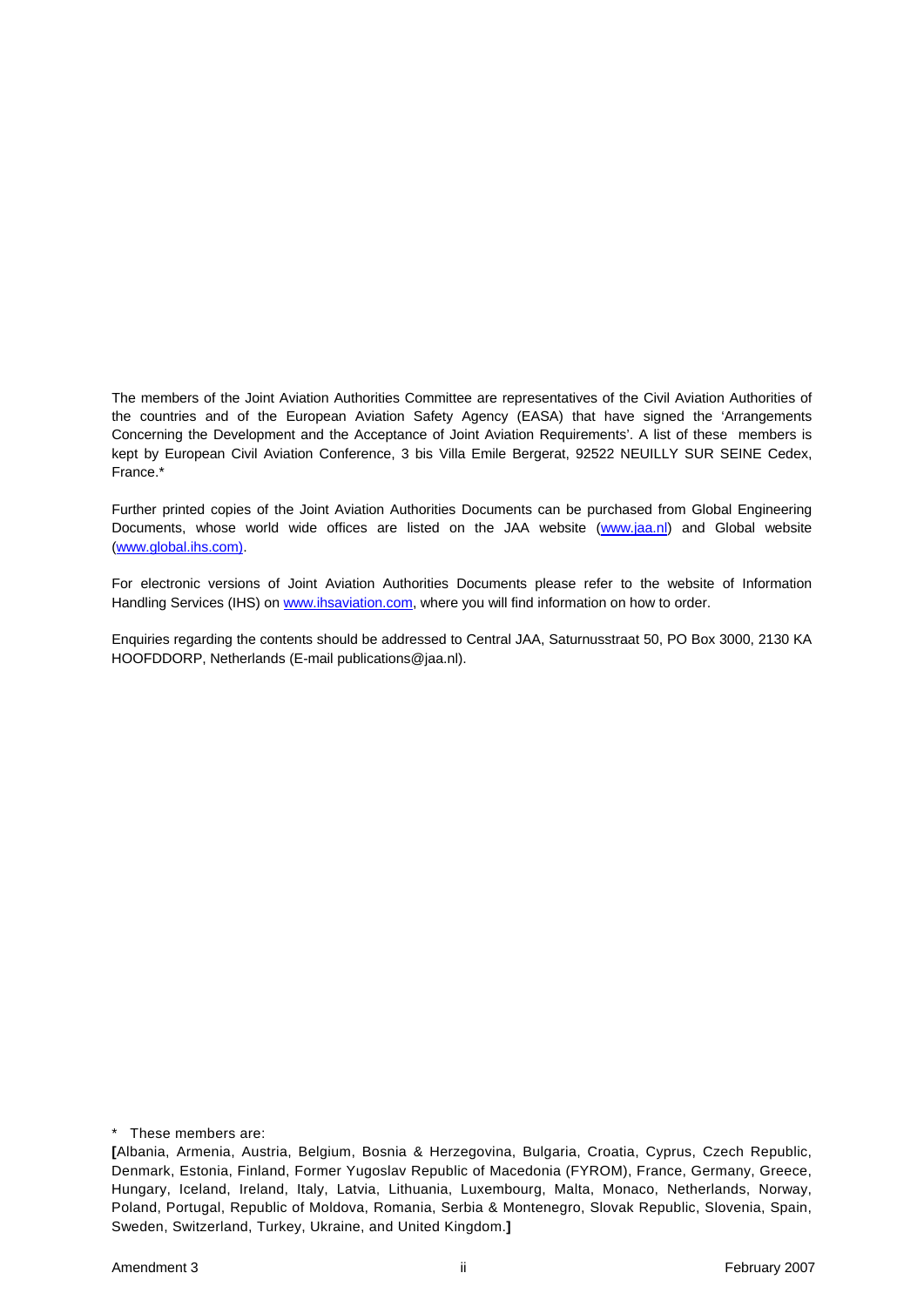The members of the Joint Aviation Authorities Committee are representatives of the Civil Aviation Authorities of the countries and of the European Aviation Safety Agency (EASA) that have signed the 'Arrangements Concerning the Development and the Acceptance of Joint Aviation Requirements'. A list of these members is kept by European Civil Aviation Conference, 3 bis Villa Emile Bergerat, 92522 NEUILLY SUR SEINE Cedex, France.*

Further printed copies of the Joint Aviation Authorities Documents can be purchased from Global Engineering Documents, whose world wide offices are listed on the JAA website (www.jaa.nl) and Global website (www.global.ihs.com).

For electronic versions of Joint Aviation Authorities Documents please refer to the website of Information Handling Services (IHS) on www.ihsaviation.com, where you will find information on how to order.

Enquiries regarding the contents should be addressed to Central JAA, Saturnusstraat 50, PO Box 3000, 2130 KA HOOFDDORP, Netherlands (E-mail publications@jaa.nl).

\* These members are:

**[**Albania, Armenia, Austria, Belgium, Bosnia & Herzegovina, Bulgaria, Croatia, Cyprus, Czech Republic, Denmark, Estonia, Finland, Former Yugoslav Republic of Macedonia (FYROM), France, Germany, Greece, Hungary, Iceland, Ireland, Italy, Latvia, Lithuania, Luxembourg, Malta, Monaco, Netherlands, Norway, Poland, Portugal, Republic of Moldova, Romania, Serbia & Montenegro, Slovak Republic, Slovenia, Spain, Sweden, Switzerland, Turkey, Ukraine, and United Kingdom.**]**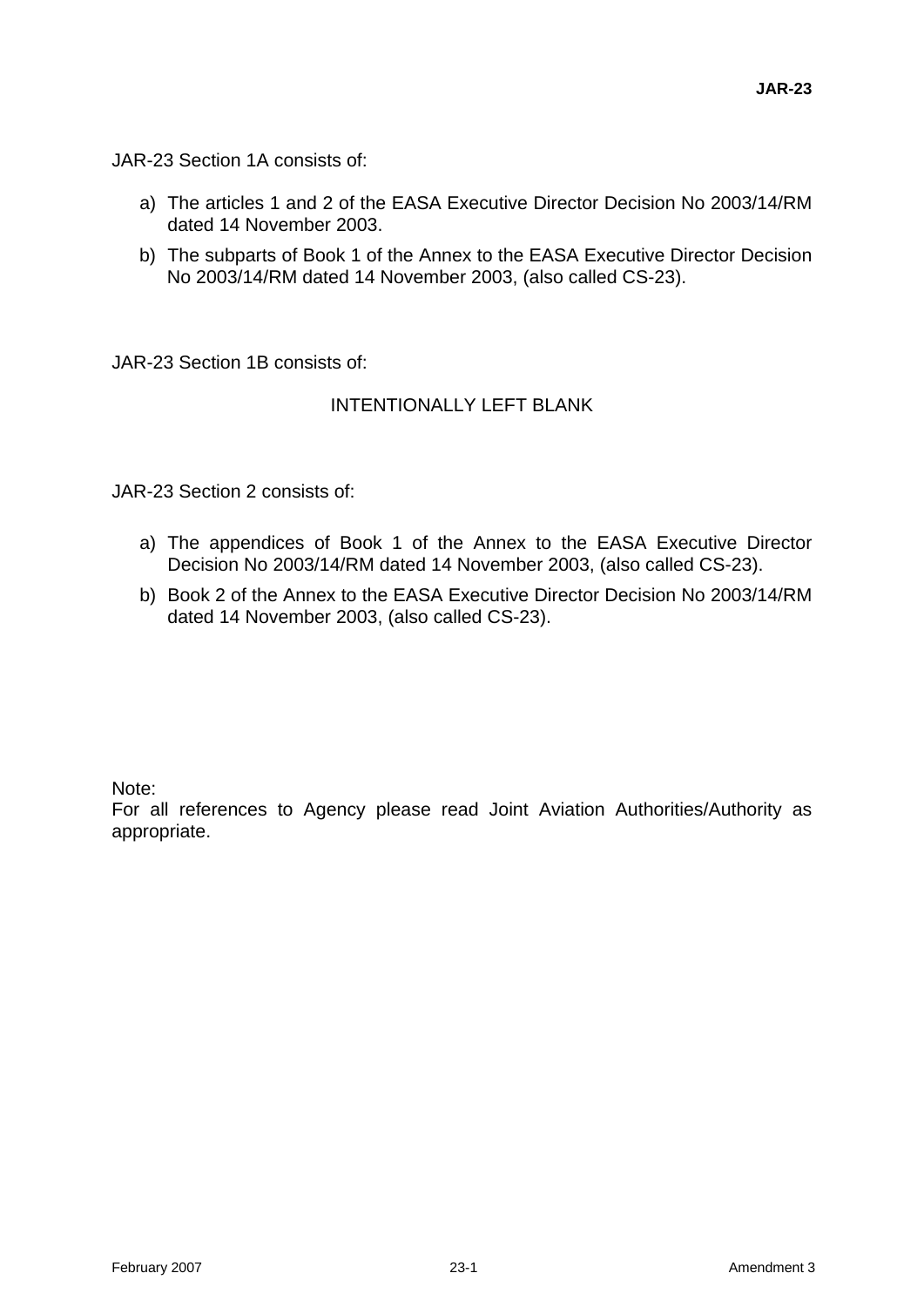JAR-23 Section 1A consists of:

a) The articles 1 and 2 of the EASA Executive Director Decision No 2003/14/RM dated 14 November 2003.

b) The subparts of Book 1 of the Annex to the EASA Executive Director Decision No 2003/14/RM dated 14 November 2003, (also called CS-23).

JAR-23 Section 1B consists of:

INTENTIONALLY LEFT BLANK

JAR-23 Section 2 consists of:

a) The appendices of Book 1 of the Annex to the EASA Executive Director Decision No 2003/14/RM dated 14 November 2003, (also called CS-23).

b) Book 2 of the Annex to the EASA Executive Director Decision No 2003/14/RM dated 14 November 2003, (also called CS-23).

Note:
For all references to Agency please read Joint Aviation Authorities/Authority as appropriate.